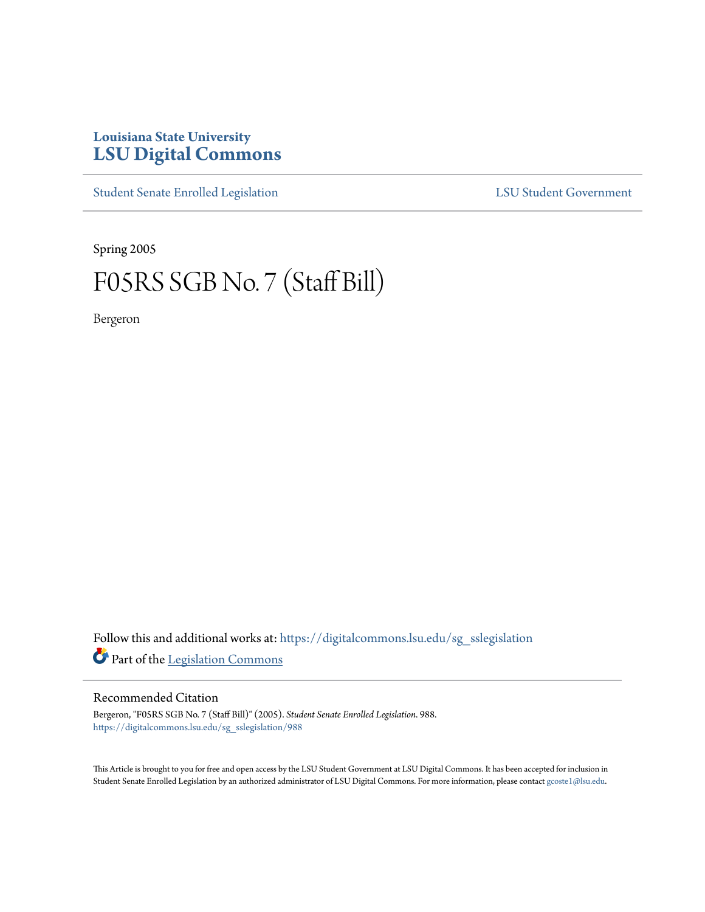Louisiana State University
# LSU Digital Commons

Student Senate Enrolled Legislation | LSU Student Government

Spring 2005

# F05RS SGB No. 7 (Staff Bill)

Bergeron

Follow this and additional works at: https://digitalcommons.lsu.edu/sg_sslegislation

Part of the Legislation Commons

## Recommended Citation

Bergeron, "F05RS SGB No. 7 (Staff Bill)" (2005). *Student Senate Enrolled Legislation*. 988.
https://digitalcommons.lsu.edu/sg_sslegislation/988

This Article is brought to you for free and open access by the LSU Student Government at LSU Digital Commons. It has been accepted for inclusion in Student Senate Enrolled Legislation by an authorized administrator of LSU Digital Commons. For more information, please contact gcoste1@lsu.edu.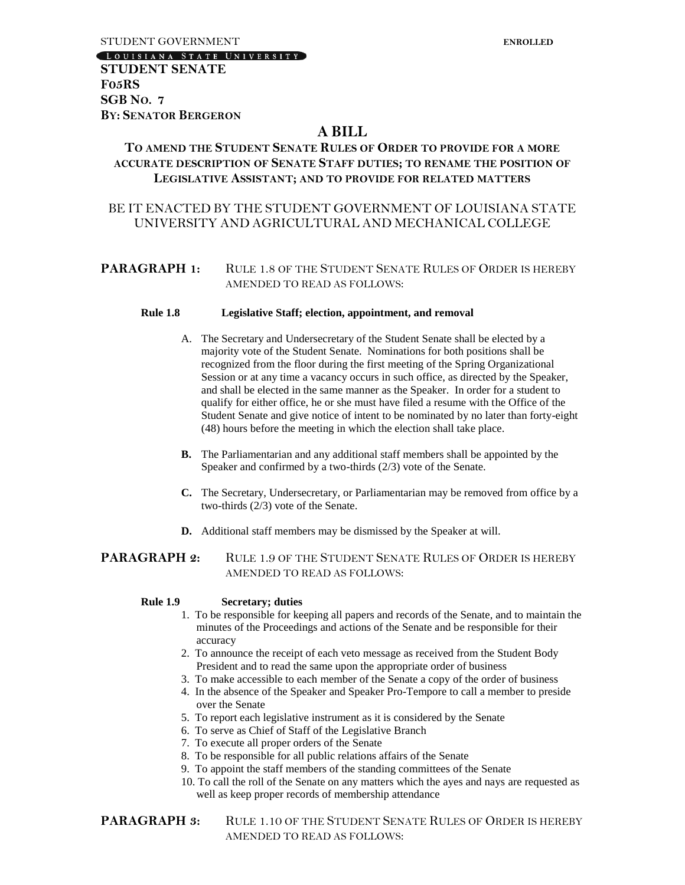STUDENT GOVERNMENT **ENROLLED**

LOUISIANA STATE UNIVERSITY

**STUDENT SENATE**
**F05RS**
**SGB NO. 7**
**BY: SENATOR BERGERON**

# A BILL

## TO AMEND THE STUDENT SENATE RULES OF ORDER TO PROVIDE FOR A MORE ACCURATE DESCRIPTION OF SENATE STAFF DUTIES; TO RENAME THE POSITION OF LEGISLATIVE ASSISTANT; AND TO PROVIDE FOR RELATED MATTERS

BE IT ENACTED BY THE STUDENT GOVERNMENT OF LOUISIANA STATE UNIVERSITY AND AGRICULTURAL AND MECHANICAL COLLEGE

**PARAGRAPH 1:** RULE 1.8 OF THE STUDENT SENATE RULES OF ORDER IS HEREBY AMENDED TO READ AS FOLLOWS:

**Rule 1.8 Legislative Staff; election, appointment, and removal**

A. The Secretary and Undersecretary of the Student Senate shall be elected by a majority vote of the Student Senate. Nominations for both positions shall be recognized from the floor during the first meeting of the Spring Organizational Session or at any time a vacancy occurs in such office, as directed by the Speaker, and shall be elected in the same manner as the Speaker. In order for a student to qualify for either office, he or she must have filed a resume with the Office of the Student Senate and give notice of intent to be nominated by no later than forty-eight (48) hours before the meeting in which the election shall take place.

**B.** The Parliamentarian and any additional staff members shall be appointed by the Speaker and confirmed by a two-thirds (2/3) vote of the Senate.

**C.** The Secretary, Undersecretary, or Parliamentarian may be removed from office by a two-thirds (2/3) vote of the Senate.

**D.** Additional staff members may be dismissed by the Speaker at will.

**PARAGRAPH 2:** RULE 1.9 OF THE STUDENT SENATE RULES OF ORDER IS HEREBY AMENDED TO READ AS FOLLOWS:

**Rule 1.9 Secretary; duties**

1. To be responsible for keeping all papers and records of the Senate, and to maintain the minutes of the Proceedings and actions of the Senate and be responsible for their accuracy
2. To announce the receipt of each veto message as received from the Student Body President and to read the same upon the appropriate order of business
3. To make accessible to each member of the Senate a copy of the order of business
4. In the absence of the Speaker and Speaker Pro-Tempore to call a member to preside over the Senate
5. To report each legislative instrument as it is considered by the Senate
6. To serve as Chief of Staff of the Legislative Branch
7. To execute all proper orders of the Senate
8. To be responsible for all public relations affairs of the Senate
9. To appoint the staff members of the standing committees of the Senate
10. To call the roll of the Senate on any matters which the ayes and nays are requested as well as keep proper records of membership attendance

**PARAGRAPH 3:** RULE 1.10 OF THE STUDENT SENATE RULES OF ORDER IS HEREBY AMENDED TO READ AS FOLLOWS: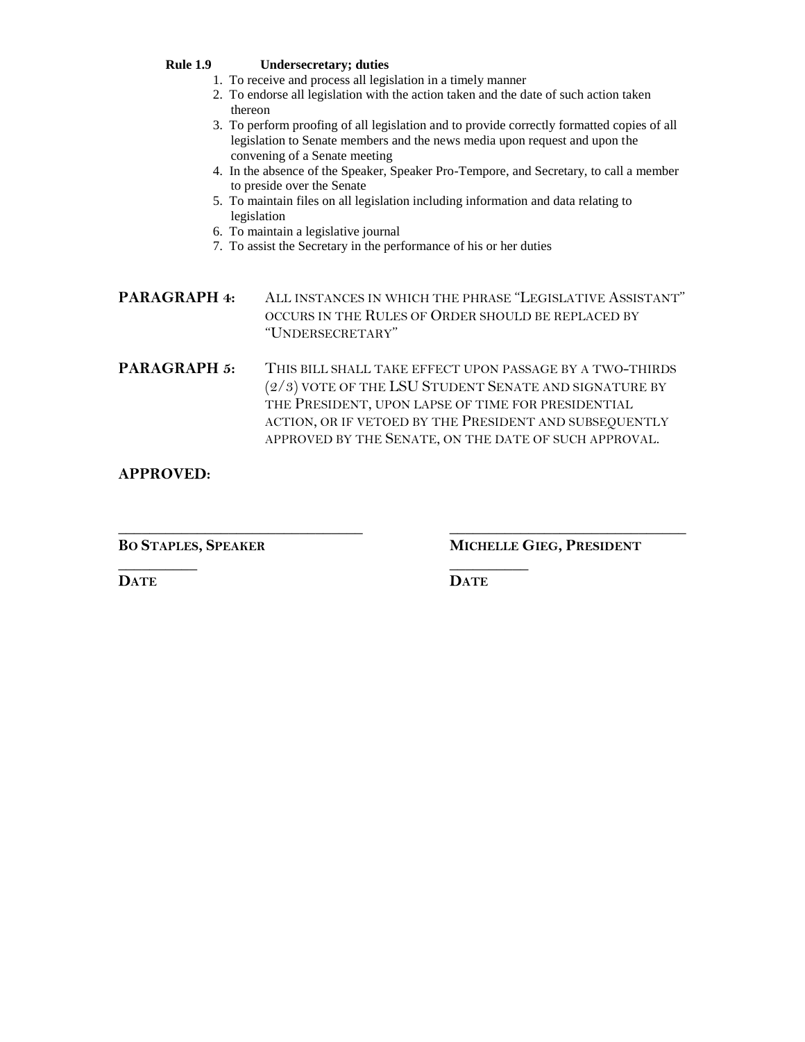**Rule 1.9 Undersecretary; duties**

1. To receive and process all legislation in a timely manner
2. To endorse all legislation with the action taken and the date of such action taken thereon
3. To perform proofing of all legislation and to provide correctly formatted copies of all legislation to Senate members and the news media upon request and upon the convening of a Senate meeting
4. In the absence of the Speaker, Speaker Pro-Tempore, and Secretary, to call a member to preside over the Senate
5. To maintain files on all legislation including information and data relating to legislation
6. To maintain a legislative journal
7. To assist the Secretary in the performance of his or her duties

**PARAGRAPH 4:** ALL INSTANCES IN WHICH THE PHRASE "LEGISLATIVE ASSISTANT" OCCURS IN THE RULES OF ORDER SHOULD BE REPLACED BY "UNDERSECRETARY"

**PARAGRAPH 5:** THIS BILL SHALL TAKE EFFECT UPON PASSAGE BY A TWO-THIRDS (2/3) VOTE OF THE LSU STUDENT SENATE AND SIGNATURE BY THE PRESIDENT, UPON LAPSE OF TIME FOR PRESIDENTIAL ACTION, OR IF VETOED BY THE PRESIDENT AND SUBSEQUENTLY APPROVED BY THE SENATE, ON THE DATE OF SUCH APPROVAL.

**APPROVED:**

_______________________________ _______________________________

**BO STAPLES, SPEAKER** **MICHELLE GIEG, PRESIDENT**

__________ __________

**DATE** **DATE**